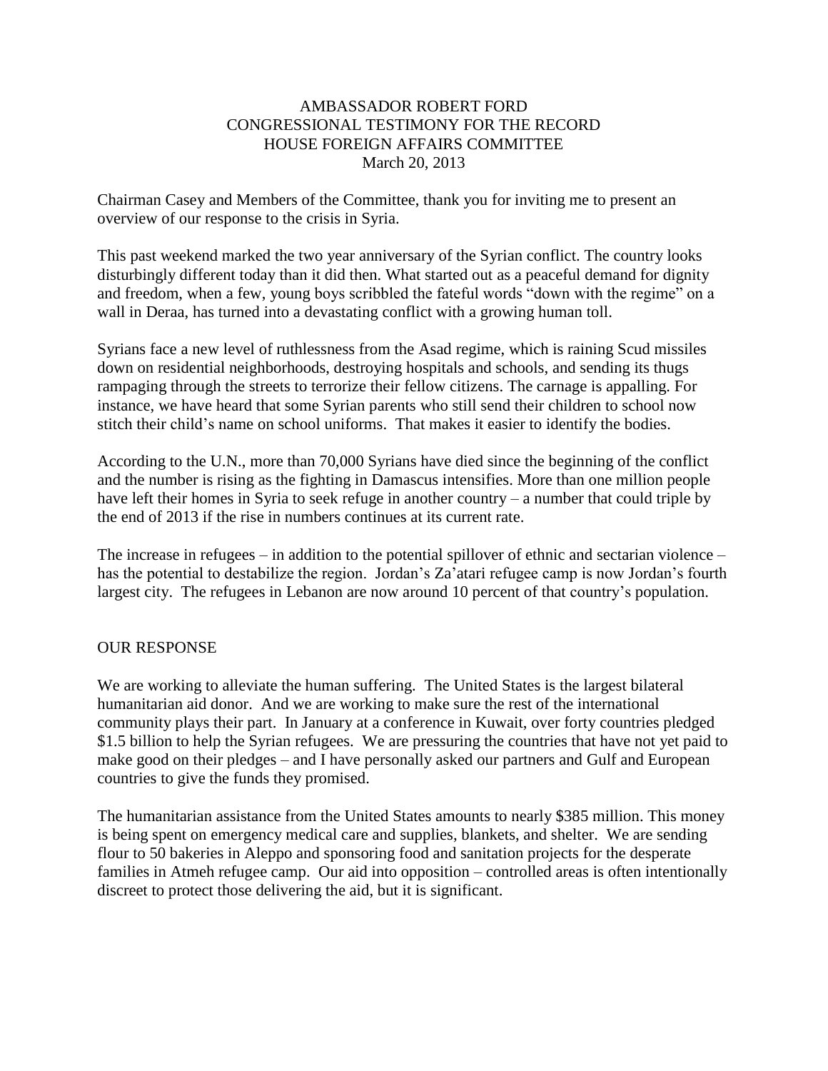# AMBASSADOR ROBERT FORD
## CONGRESSIONAL TESTIMONY FOR THE RECORD
## HOUSE FOREIGN AFFAIRS COMMITTEE
March 20, 2013

Chairman Casey and Members of the Committee, thank you for inviting me to present an overview of our response to the crisis in Syria.

This past weekend marked the two year anniversary of the Syrian conflict. The country looks disturbingly different today than it did then. What started out as a peaceful demand for dignity and freedom, when a few, young boys scribbled the fateful words "down with the regime" on a wall in Deraa, has turned into a devastating conflict with a growing human toll.

Syrians face a new level of ruthlessness from the Asad regime, which is raining Scud missiles down on residential neighborhoods, destroying hospitals and schools, and sending its thugs rampaging through the streets to terrorize their fellow citizens. The carnage is appalling. For instance, we have heard that some Syrian parents who still send their children to school now stitch their child's name on school uniforms. That makes it easier to identify the bodies.

According to the U.N., more than 70,000 Syrians have died since the beginning of the conflict and the number is rising as the fighting in Damascus intensifies. More than one million people have left their homes in Syria to seek refuge in another country – a number that could triple by the end of 2013 if the rise in numbers continues at its current rate.

The increase in refugees – in addition to the potential spillover of ethnic and sectarian violence – has the potential to destabilize the region. Jordan's Za'atari refugee camp is now Jordan's fourth largest city. The refugees in Lebanon are now around 10 percent of that country's population.

## OUR RESPONSE

We are working to alleviate the human suffering. The United States is the largest bilateral humanitarian aid donor. And we are working to make sure the rest of the international community plays their part. In January at a conference in Kuwait, over forty countries pledged $1.5 billion to help the Syrian refugees. We are pressuring the countries that have not yet paid to make good on their pledges – and I have personally asked our partners and Gulf and European countries to give the funds they promised.

The humanitarian assistance from the United States amounts to nearly $385 million. This money is being spent on emergency medical care and supplies, blankets, and shelter. We are sending flour to 50 bakeries in Aleppo and sponsoring food and sanitation projects for the desperate families in Atmeh refugee camp. Our aid into opposition – controlled areas is often intentionally discreet to protect those delivering the aid, but it is significant.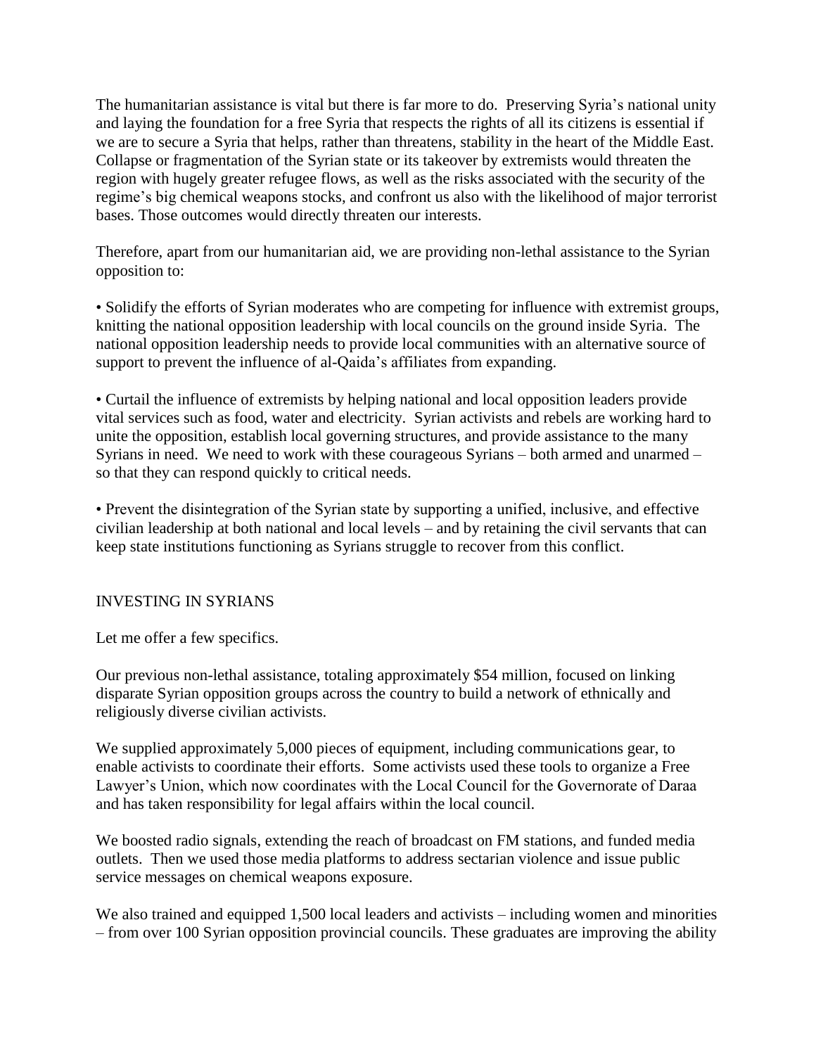The humanitarian assistance is vital but there is far more to do. Preserving Syria's national unity and laying the foundation for a free Syria that respects the rights of all its citizens is essential if we are to secure a Syria that helps, rather than threatens, stability in the heart of the Middle East. Collapse or fragmentation of the Syrian state or its takeover by extremists would threaten the region with hugely greater refugee flows, as well as the risks associated with the security of the regime's big chemical weapons stocks, and confront us also with the likelihood of major terrorist bases. Those outcomes would directly threaten our interests.

Therefore, apart from our humanitarian aid, we are providing non-lethal assistance to the Syrian opposition to:

• Solidify the efforts of Syrian moderates who are competing for influence with extremist groups, knitting the national opposition leadership with local councils on the ground inside Syria. The national opposition leadership needs to provide local communities with an alternative source of support to prevent the influence of al-Qaida's affiliates from expanding.

• Curtail the influence of extremists by helping national and local opposition leaders provide vital services such as food, water and electricity. Syrian activists and rebels are working hard to unite the opposition, establish local governing structures, and provide assistance to the many Syrians in need. We need to work with these courageous Syrians – both armed and unarmed – so that they can respond quickly to critical needs.

• Prevent the disintegration of the Syrian state by supporting a unified, inclusive, and effective civilian leadership at both national and local levels – and by retaining the civil servants that can keep state institutions functioning as Syrians struggle to recover from this conflict.

## INVESTING IN SYRIANS

Let me offer a few specifics.

Our previous non-lethal assistance, totaling approximately $54 million, focused on linking disparate Syrian opposition groups across the country to build a network of ethnically and religiously diverse civilian activists.

We supplied approximately 5,000 pieces of equipment, including communications gear, to enable activists to coordinate their efforts. Some activists used these tools to organize a Free Lawyer's Union, which now coordinates with the Local Council for the Governorate of Daraa and has taken responsibility for legal affairs within the local council.

We boosted radio signals, extending the reach of broadcast on FM stations, and funded media outlets. Then we used those media platforms to address sectarian violence and issue public service messages on chemical weapons exposure.

We also trained and equipped 1,500 local leaders and activists – including women and minorities – from over 100 Syrian opposition provincial councils. These graduates are improving the ability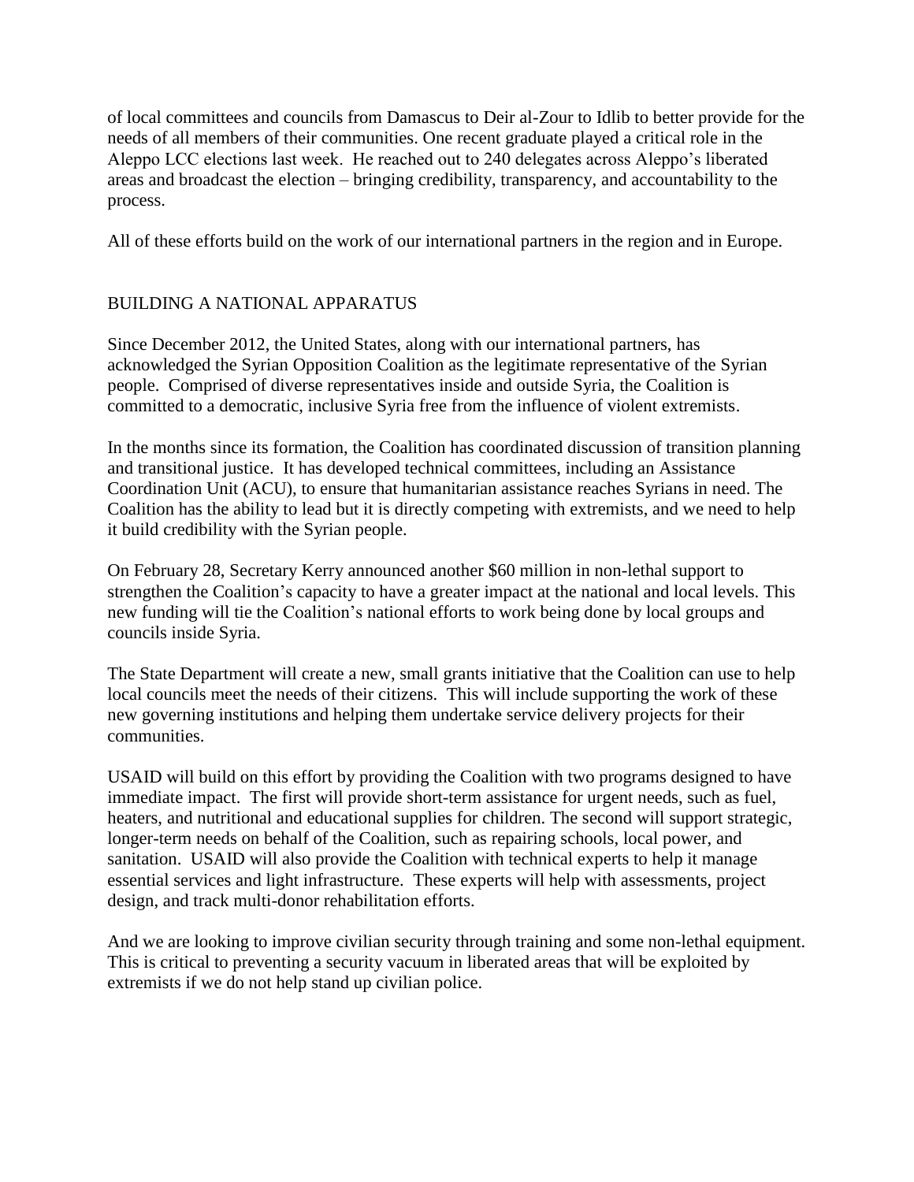of local committees and councils from Damascus to Deir al-Zour to Idlib to better provide for the needs of all members of their communities. One recent graduate played a critical role in the Aleppo LCC elections last week. He reached out to 240 delegates across Aleppo's liberated areas and broadcast the election – bringing credibility, transparency, and accountability to the process.

All of these efforts build on the work of our international partners in the region and in Europe.

## BUILDING A NATIONAL APPARATUS

Since December 2012, the United States, along with our international partners, has acknowledged the Syrian Opposition Coalition as the legitimate representative of the Syrian people. Comprised of diverse representatives inside and outside Syria, the Coalition is committed to a democratic, inclusive Syria free from the influence of violent extremists.

In the months since its formation, the Coalition has coordinated discussion of transition planning and transitional justice. It has developed technical committees, including an Assistance Coordination Unit (ACU), to ensure that humanitarian assistance reaches Syrians in need. The Coalition has the ability to lead but it is directly competing with extremists, and we need to help it build credibility with the Syrian people.

On February 28, Secretary Kerry announced another $60 million in non-lethal support to strengthen the Coalition's capacity to have a greater impact at the national and local levels. This new funding will tie the Coalition's national efforts to work being done by local groups and councils inside Syria.

The State Department will create a new, small grants initiative that the Coalition can use to help local councils meet the needs of their citizens. This will include supporting the work of these new governing institutions and helping them undertake service delivery projects for their communities.

USAID will build on this effort by providing the Coalition with two programs designed to have immediate impact. The first will provide short-term assistance for urgent needs, such as fuel, heaters, and nutritional and educational supplies for children. The second will support strategic, longer-term needs on behalf of the Coalition, such as repairing schools, local power, and sanitation. USAID will also provide the Coalition with technical experts to help it manage essential services and light infrastructure. These experts will help with assessments, project design, and track multi-donor rehabilitation efforts.

And we are looking to improve civilian security through training and some non-lethal equipment. This is critical to preventing a security vacuum in liberated areas that will be exploited by extremists if we do not help stand up civilian police.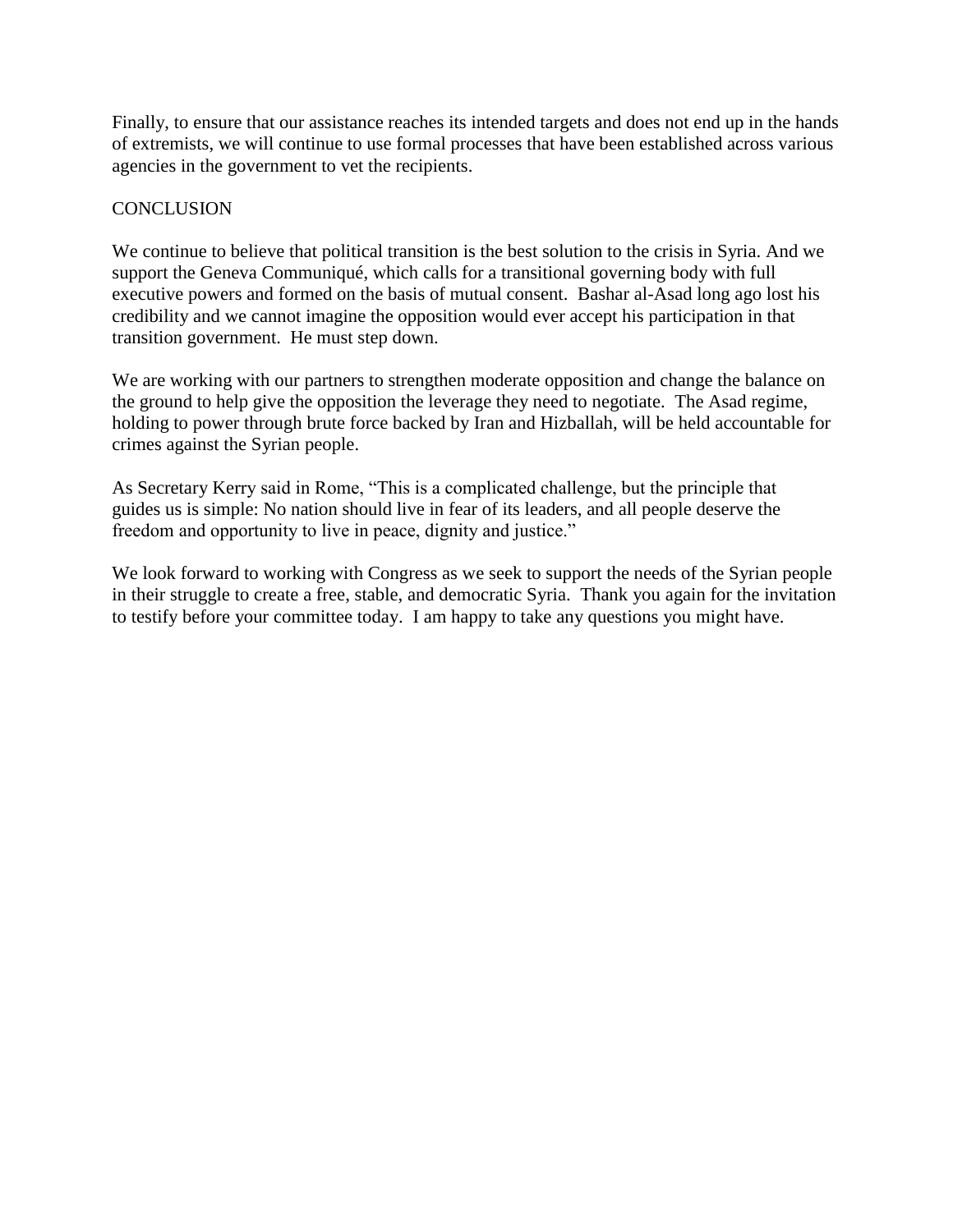Finally, to ensure that our assistance reaches its intended targets and does not end up in the hands of extremists, we will continue to use formal processes that have been established across various agencies in the government to vet the recipients.

## CONCLUSION

We continue to believe that political transition is the best solution to the crisis in Syria. And we support the Geneva Communiqué, which calls for a transitional governing body with full executive powers and formed on the basis of mutual consent. Bashar al-Asad long ago lost his credibility and we cannot imagine the opposition would ever accept his participation in that transition government. He must step down.

We are working with our partners to strengthen moderate opposition and change the balance on the ground to help give the opposition the leverage they need to negotiate. The Asad regime, holding to power through brute force backed by Iran and Hizballah, will be held accountable for crimes against the Syrian people.

As Secretary Kerry said in Rome, “This is a complicated challenge, but the principle that guides us is simple: No nation should live in fear of its leaders, and all people deserve the freedom and opportunity to live in peace, dignity and justice.”

We look forward to working with Congress as we seek to support the needs of the Syrian people in their struggle to create a free, stable, and democratic Syria. Thank you again for the invitation to testify before your committee today. I am happy to take any questions you might have.